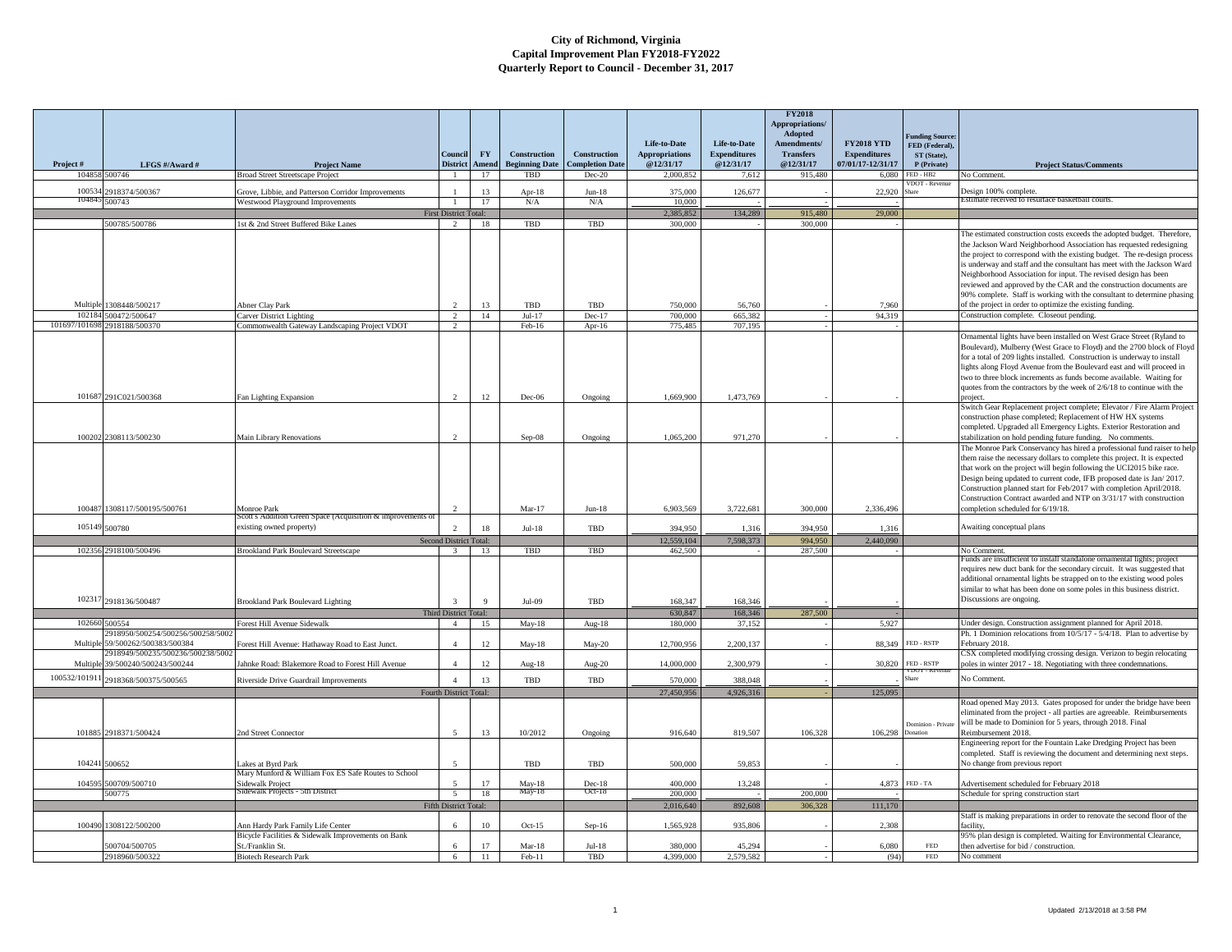# City of Richmond, Virginia
## Capital Improvement Plan FY2018-FY2022
### Quarterly Report to Council - December 31, 2017

| Project # | LFGS #/Award # | Project Name | Council District | FY Amend | Construction Beginning Date | Construction Completion Date | Life-to-Date Appropriations @12/31/17 | Life-to-Date Expenditures @12/31/17 | FY2018 Appropriations/ Adopted Amendments/ Transfers @12/31/17 | FY2018 YTD Expenditures 07/01/17-12/31/17 | Funding Source: FED (Federal), ST (State), P (Private) | Project Status/Comments |
|---|---|---|---|---|---|---|---|---|---|---|---|---|
| 104858 | 500746 | Broad Street Streetscape Project | 1 | 17 | TBD | Dec-20 | 2,000,852 | 7,612 | 915,480 | 6,080 | FED - HB2 | No Comment. |
| 100534 | 2918374/500367 | Grove, Libbie, and Patterson Corridor Improvements | 1 | 13 | Apr-18 | Jun-18 | 375,000 | 126,677 | | 22,920 | VDOT - Revenue Share | Design 100% complete. |
| 104845 | 500743 | Westwood Playground Improvements | 1 | 17 | N/A | N/A | 10,000 | - | - | - | | Estimate received to resurface basketball courts. |
| | | First District Total: | | | | | 2,385,852 | 134,289 | 915,480 | 29,000 | | |
| | 500785/500786 | 1st & 2nd Street Buffered Bike Lanes | 2 | 18 | TBD | TBD | 300,000 | - | 300,000 | - | | |
| Multiple | 1308448/500217 | Abner Clay Park | 2 | 13 | TBD | TBD | 750,000 | 56,760 | - | 7,960 | | The estimated construction costs exceeds the adopted budget. Therefore, the Jackson Ward Neighborhood Association has requested redesigning the project to correspond with the existing budget. The re-design process is underway and staff and the consultant has meet with the Jackson Ward Neighborhood Association for input. The revised design has been reviewed and approved by the CAR and the construction documents are 90% complete. Staff is working with the consultant to determine phasing of the project in order to optimize the existing funding. |
| 102184 | 500472/500647 | Carver District Lighting | 2 | 14 | Jul-17 | Dec-17 | 700,000 | 665,382 | - | 94,319 | | Construction complete. Closeout pending. |
| 101697/101698 | 2918188/500370 | Commonwealth Gateway Landscaping Project VDOT | 2 | | Feb-16 | Apr-16 | 775,485 | 707,195 | - | - | | |
| 101687 | 291C021/500368 | Fan Lighting Expansion | 2 | 12 | Dec-06 | Ongoing | 1,669,900 | 1,473,769 | - | - | | Ornamental lights have been installed on West Grace Street (Ryland to Boulevard), Mulberry (West Grace to Floyd) and the 2700 block of Floyd for a total of 209 lights installed. Construction is underway to install lights along Floyd Avenue from the Boulevard east and will proceed in two to three block increments as funds become available. Waiting for quotes from the contractors by the week of 2/6/18 to continue with the project. |
| 100202 | 2308113/500230 | Main Library Renovations | 2 | | Sep-08 | Ongoing | 1,065,200 | 971,270 | - | - | | Switch Gear Replacement project complete; Elevator / Fire Alarm Project construction phase completed; Replacement of HW HX systems completed. Upgraded all Emergency Lights. Exterior Restoration and stabilization on hold pending future funding. No comments. |
| 100487 | 1308117/500195/500761 | Monroe Park | 2 | | Mar-17 | Jun-18 | 6,903,569 | 3,722,681 | 300,000 | 2,336,496 | | The Monroe Park Conservancy has hired a professional fund raiser to help them raise the necessary dollars to complete this project. It is expected that work on the project will begin following the UCI2015 bike race. Design being updated to current code, IFB proposed date is Jan/ 2017. Construction planned start for Feb/2017 with completion April/2018. Construction Contract awarded and NTP on 3/31/17 with construction completion scheduled for 6/19/18. |
| 105149 | 500780 | Scott's Addition Green Space (Acquisition & improvements of existing owned property) | 2 | 18 | Jul-18 | TBD | 394,950 | 1,316 | 394,950 | 1,316 | | Awaiting conceptual plans |
| | | Second District Total: | | | | | 12,559,104 | 7,598,373 | 994,950 | 2,440,090 | | |
| 102356 | 2918100/500496 | Brookland Park Boulevard Streetscape | 3 | 13 | TBD | TBD | 462,500 | - | 287,500 | - | | No Comment. |
| 102317 | 2918136/500487 | Brookland Park Boulevard Lighting | 3 | 9 | Jul-09 | TBD | 168,347 | 168,346 | - | - | | Funds are insufficient to install standalone ornamental lights; project requires new duct bank for the secondary circuit. It was suggested that additional ornamental lights be strapped on to the existing wood poles similar to what has been done on some poles in this business district. Discussions are ongoing. |
| | | Third District Total: | | | | | 630,847 | 168,346 | 287,500 | - | | |
| 102660 | 500554 | Forest Hill Avenue Sidewalk | 4 | 15 | May-18 | Aug-18 | 180,000 | 37,152 | - | 5,927 | | Under design. Construction assignment planned for April 2018. |
| Multiple | 2918950/500254/500256/500258/50059/500262/500383/500384 | Forest Hill Avenue: Hathaway Road to East Junct. | 4 | 12 | May-18 | May-20 | 12,700,956 | 2,200,137 | - | 88,349 | FED - RSTP | Ph. 1 Dominion relocations from 10/5/17 - 5/4/18. Plan to advertise by February 2018. |
| Multiple | 2918949/500235/500236/500238/50039/500240/500243/500244 | Jahnke Road: Blakemore Road to Forest Hill Avenue | 4 | 12 | Aug-18 | Aug-20 | 14,000,000 | 2,300,979 | - | 30,820 | FED - RSTP | CSX completed modifying crossing design. Verizon to begin relocating poles in winter 2017 - 18. Negotiating with three condemnations. |
| 100532/101911 | 2918368/500375/500565 | Riverside Drive Guardrail Improvements | 4 | 13 | TBD | TBD | 570,000 | 388,048 | - | - | VDOT - Revenue Share | No Comment. |
| | | Fourth District Total: | | | | | 27,450,956 | 4,926,316 | - | 125,095 | | |
| 101885 | 2918371/500424 | 2nd Street Connector | 5 | 13 | 10/2012 | Ongoing | 916,640 | 819,507 | 106,328 | 106,298 | Dominion - Private Donation | Road opened May 2013. Gates proposed for under the bridge have been eliminated from the project - all parties are agreeable. Reimbursements will be made to Dominion for 5 years, through 2018. Final Reimbursement 2018. |
| 104241 | 500652 | Lakes at Byrd Park | 5 | | TBD | TBD | 500,000 | 59,853 | - | - | | Engineering report for the Fountain Lake Dredging Project has been completed. Staff is reviewing the document and determining next steps. No change from previous report |
| 104595 | 500709/500710 | Mary Munford & William Fox ES Safe Routes to School Sidewalk Project | 5 | 17 | May-18 | Dec-18 | 400,000 | 13,248 | - | 4,873 | FED - TA | Advertisement scheduled for February 2018 |
| | 500775 | Sidewalk Projects - 5th District | 5 | 18 | May-18 | Oct-18 | 200,000 | - | 200,000 | - | | Schedule for spring construction start |
| | | Fifth District Total: | | | | | 2,016,640 | 892,608 | 306,328 | 111,170 | | |
| 100490 | 1308122/500200 | Ann Hardy Park Family Life Center | 6 | 10 | Oct-15 | Sep-16 | 1,565,928 | 935,806 | - | 2,308 | | Staff is making preparations in order to renovate the second floor of the facility. |
| | 500704/500705 | Bicycle Facilities & Sidewalk Improvements on Bank St./Franklin St. | 6 | 17 | Mar-18 | Jul-18 | 380,000 | 45,294 | - | 6,080 | FED | 95% plan design is completed. Waiting for Environmental Clearance, then advertise for bid / construction. |
| | 2918960/500322 | Biotech Research Park | 6 | 11 | Feb-11 | TBD | 4,399,000 | 2,579,582 | - | (94) | FED | No comment |

Updated 2/13/2018 at 3:58 PM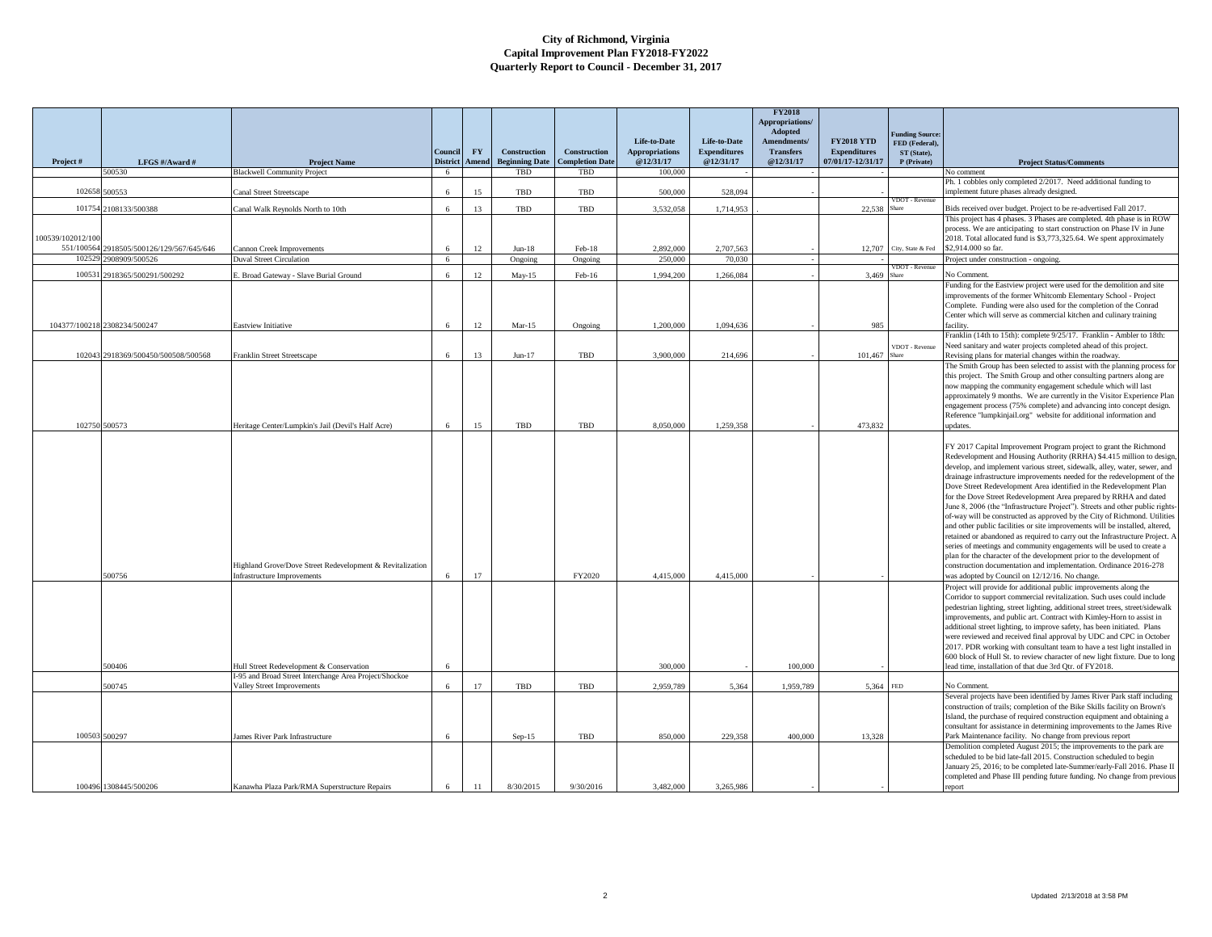# City of Richmond, Virginia
## Capital Improvement Plan FY2018-FY2022
### Quarterly Report to Council - December 31, 2017

| Project # | LFGS #/Award # | Project Name | Council District | FY Amend | Construction Beginning Date | Construction Completion Date | Life-to-Date Appropriations @12/31/17 | Life-to-Date Expenditures @12/31/17 | FY2018 Appropriations/ Adopted Amendments/ Transfers @12/31/17 | FY2018 YTD Expenditures 07/01/17-12/31/17 | Funding Source: FED (Federal), ST (State), P (Private) | Project Status/Comments |
|---|---|---|---|---|---|---|---|---|---|---|---|---|
| | 500530 | Blackwell Community Project | 6 | | TBD | TBD | 100,000 | - | - | - | | No comment |
| 102658 | 500553 | Canal Street Streetscape | 6 | 15 | TBD | TBD | 500,000 | 528,094 | | - | | Ph. 1 cobbles only completed 2/2017. Need additional funding to implement future phases already designed. |
| 101754 | 2108133/500388 | Canal Walk Reynolds North to 10th | 6 | 13 | TBD | TBD | 3,532,058 | 1,714,953 | . | 22,538 | VDOT - Revenue Share | Bids received over budget. Project to be re-advertised Fall 2017. |
| 100539/102012/100551/100564 | 2918505/500126/129/567/645/646 | Cannon Creek Improvements | 6 | 12 | Jun-18 | Feb-18 | 2,892,000 | 2,707,563 | - | 12,707 | City, State & Fed | This project has 4 phases. 3 Phases are completed. 4th phase is in ROW process. We are anticipating to start construction on Phase IV in June 2018. Total allocated fund is $3,773,325.64. We spent approximately $2,914.000 so far. |
| 102529 | 2908909/500526 | Duval Street Circulation | 6 | | Ongoing | Ongoing | 250,000 | 70,030 | - | - | | Project under construction - ongoing. |
| 100531 | 2918365/500291/500292 | E. Broad Gateway - Slave Burial Ground | 6 | 12 | May-15 | Feb-16 | 1,994,200 | 1,266,084 | - | 3,469 | VDOT - Revenue Share | No Comment. |
| 104377/100218 | 2308234/500247 | Eastview Initiative | 6 | 12 | Mar-15 | Ongoing | 1,200,000 | 1,094,636 | - | 985 | | Funding for the Eastview project were used for the demolition and site improvements of the former Whitcomb Elementary School - Project Complete. Funding were also used for the completion of the Conrad Center which will serve as commercial kitchen and culinary training facility. |
| 102043 | 2918369/500450/500508/500568 | Franklin Street Streetscape | 6 | 13 | Jun-17 | TBD | 3,900,000 | 214,696 | - | 101,467 | VDOT - Revenue Share | Franklin (14th to 15th): complete 9/25/17. Franklin - Ambler to 18th: Need sanitary and water projects completed ahead of this project. Revising plans for material changes within the roadway. |
| 102750 | 500573 | Heritage Center/Lumpkin's Jail (Devil's Half Acre) | 6 | 15 | TBD | TBD | 8,050,000 | 1,259,358 | - | 473,832 | | The Smith Group has been selected to assist with the planning process for this project. The Smith Group and other consulting partners along are now mapping the community engagement schedule which will last approximately 9 months. We are currently in the Visitor Experience Plan engagement process (75% complete) and advancing into concept design. Reference "lumpkinjail.org" website for additional information and updates. |
| | 500756 | Highland Grove/Dove Street Redevelopment & Revitalization Infrastructure Improvements | 6 | 17 | | FY2020 | 4,415,000 | 4,415,000 | - | - | | FY 2017 Capital Improvement Program project to grant the Richmond Redevelopment and Housing Authority (RRHA) $4.415 million to design, develop, and implement various street, sidewalk, alley, water, sewer, and drainage infrastructure improvements needed for the redevelopment of the Dove Street Redevelopment Area identified in the Redevelopment Plan for the Dove Street Redevelopment Area prepared by RRHA and dated June 8, 2006 (the "Infrastructure Project"). Streets and other public rights-of-way will be constructed as approved by the City of Richmond. Utilities and other public facilities or site improvements will be installed, altered, retained or abandoned as required to carry out the Infrastructure Project. A series of meetings and community engagements will be used to create a plan for the character of the development prior to the development of construction documentation and implementation. Ordinance 2016-278 was adopted by Council on 12/12/16. No change. |
| | 500406 | Hull Street Redevelopment & Conservation | 6 | | | | 300,000 | - | 100,000 | - | | Project will provide for additional public improvements along the Corridor to support commercial revitalization. Such uses could include pedestrian lighting, street lighting, additional street trees, street/sidewalk improvements, and public art. Contract with Kimley-Horn to assist in additional street lighting, to improve safety, has been initiated. Plans were reviewed and received final approval by UDC and CPC in October 2017. PDR working with consultant team to have a test light installed in 600 block of Hull St. to review character of new light fixture. Due to long lead time, installation of that due 3rd Qtr. of FY2018. |
| | 500745 | I-95 and Broad Street Interchange Area Project/Shockoe Valley Street Improvements | 6 | 17 | TBD | TBD | 2,959,789 | 5,364 | 1,959,789 | 5,364 | FED | No Comment. |
| 100503 | 500297 | James River Park Infrastructure | 6 | | Sep-15 | TBD | 850,000 | 229,358 | 400,000 | 13,328 | | Several projects have been identified by James River Park staff including construction of trails; completion of the Bike Skills facility on Brown's Island, the purchase of required construction equipment and obtaining a consultant for assistance in determining improvements to the James Rive Park Maintenance facility. No change from previous report |
| 100496 | 1308445/500206 | Kanawha Plaza Park/RMA Superstructure Repairs | 6 | 11 | 8/30/2015 | 9/30/2016 | 3,482,000 | 3,265,986 | - | - | | Demolition completed August 2015; the improvements to the park are scheduled to be bid late-fall 2015. Construction scheduled to begin January 25, 2016; to be completed late-Summer/early-Fall 2016. Phase II completed and Phase III pending future funding. No change from previous report |

Updated 2/13/2018 at 3:58 PM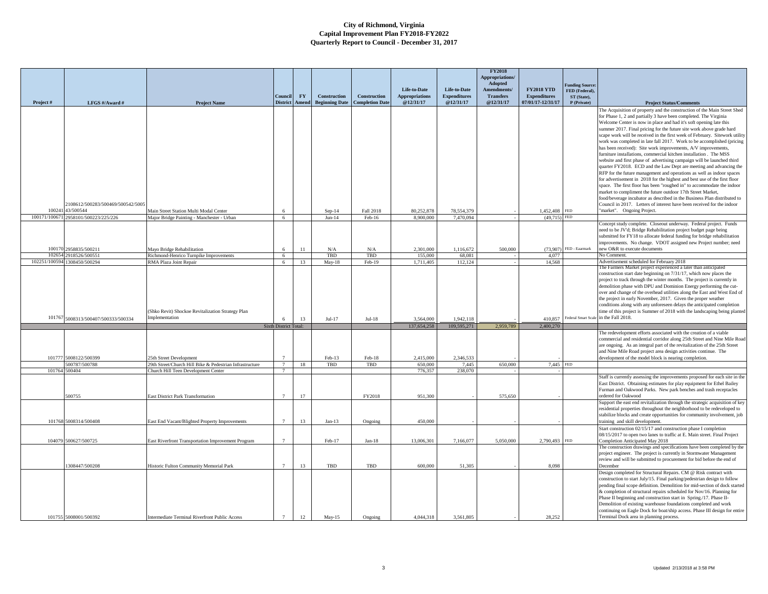# City of Richmond, Virginia
## Capital Improvement Plan FY2018-FY2022
### Quarterly Report to Council - December 31, 2017

| Project # | LFGS #/Award # | Project Name | Council District | FY Amend | Construction Beginning Date | Construction Completion Date | Life-to-Date Appropriations @12/31/17 | Life-to-Date Expenditures @12/31/17 | FY2018 Appropriations/ Adopted Amendments/ Transfers @12/31/17 | FY2018 YTD Expenditures 07/01/17-12/31/17 | Funding Source: FED (Federal), ST (State), P (Private) | Project Status/Comments |
|---|---|---|---|---|---|---|---|---|---|---|---|---|
| 100241 | 2108612/500283/500469/500542/500543/500544 | Main Street Station Multi Modal Center | 6 | | Sep-14 | Fall 2018 | 80,252,878 | 78,554,379 | - | 1,452,408 | FED | The Acquisition of property and the construction of the Main Street Shed for Phase 1, 2 and partially 3 have been completed. The Virginia Welcome Center is now in place and had it's soft opening late this summer 2017. Final pricing for the future site work above grade hard scape work will be received in the first week of February. Sitework utility work was completed in late fall 2017. Work to be accomplished (pricing has been received): Site work improvements, A/V improvements, furniture installations, commercial kitchen installation . The MSS website and first phase of advertising campaign will be launched third quarter FY2018. ECD and the Law Dept are meeting and advancing the RFP for the future management and operations as well as indoor spaces for advertisement in 2018 for the highest and best use of the first floor space. The first floor has been "roughed in" to accommodate the indoor market to compliment the future outdoor 17th Street Market, food/beverage incubator as described in the Business Plan distributed to Council in 2017. Letters of interest have been received for the indoor "market". Ongoing Project. |
| 100171/100671 | 2958101/500223/225/226 | Major Bridge Painting - Manchester - Urban | 6 | | Jun-14 | Feb-16 | 8,900,000 | 7,470,094 | - | (49,715) | FED | |
| 100170 | 2958835/500211 | Mayo Bridge Rehabilitation | 6 | 11 | N/A | N/A | 2,301,000 | 1,116,672 | 500,000 | (73,907) | FED - Eaarmark | Concept study complete. Closeout underway. Federal project. Funds need to be JV'd; Bridge Rehabilitation project budget page being submitted for FY18 to allocate federal funding for bridge rehabilitation improvements. No change. VDOT assigned new Project number; need new O&R to execute documents |
| 102654 | 2918526/500551 | Richmond-Henrico Turnpike Improvements | 6 | | TBD | TBD | 155,000 | 68,081 | - | 4,077 | | No Comment. |
| 102251/100594 | 1308450/500294 | RMA Plaza Joint Repair | 6 | 13 | May-18 | Feb-19 | 1,711,405 | 112,124 | - | 14,568 | | Advertisement scheduled for February 2018 |
| 101767 | 5008313/500407/500333/500334 | (Shko Revit) Shockoe Revitalization Strategy Plan Implementation | 6 | 13 | Jul-17 | Jul-18 | 3,564,000 | 1,942,118 | - | 410,857 | Federal Smart Scale | The Farmers Market project experienced a later than anticipated construction start date beginning on 7/31/17, which now places the project to track through the winter months. The project is currently in demolition phase with DPU and Dominion Energy performing the cut-over and change of the overhead utilities along the East and West End of the project in early November, 2017. Given the proper weather conditions along with any unforeseen delays the anticipated completion time of this project is Summer of 2018 with the landscaping being planted in the Fall 2018. |
| | | | Sixth District Total: | | | | 137,654,258 | 109,595,271 | 2,959,789 | 2,400,270 | | |
| 101777 | 5008122/500399 | 25th Street Development | 7 | | Feb-13 | Feb-18 | 2,415,000 | 2,346,533 | - | - | | The redevelopment efforts associated with the creation of a viable commercial and residential corridor along 25th Street and Nine Mile Road are ongoing. As an integral part of the revitalization of the 25th Street and Nine Mile Road project area design activities continue. The development of the model block is nearing completion. |
| | 500787/500788 | 29th Street/Church Hill Bike & Pedestrian Infrastructure | 7 | 18 | TBD | TBD | 650,000 | 7,445 | 650,000 | 7,445 | FED | |
| 101764 | 500404 | Church Hill Teen Development Center | 7 | | | | 776,357 | 238,070 | - | - | | |
| | 500755 | East District Park Transformation | 7 | 17 | | FY2018 | 951,300 | - | 575,650 | - | | Staff is currently assessing the improvements proposed for each site in the East District. Obtaining estimates for play equipment for Ethel Bailey Furman and Oakwood Parks. New park benches and trash receptacles ordered for Oakwood |
| 101768 | 5008314/500408 | East End Vacant/Blighted Property Improvements | 7 | 13 | Jan-13 | Ongoing | 450,000 | - | - | - | | Support the east end revitalization through the strategic acquisition of key residential properties throughout the neighborhood to be redeveloped to stabilize blocks and create opportunities for community involvement, job training and skill development. |
| 104079 | 500627/500725 | East Riverfront Transportation Improvement Program | 7 | | Feb-17 | Jan-18 | 13,006,301 | 7,166,077 | 5,050,000 | 2,790,493 | FED | Start construction 02/15/17 and construction phase I completion 08/15/2017 to open two lanes to traffic at E. Main street. Final Project Completion Anticipated May 2018 |
| | 1308447/500208 | Historic Fulton Community Memorial Park | 7 | 13 | TBD | TBD | 600,000 | 51,305 | - | 8,098 | | The construction drawings and specifications have been completed by the project engineer. The project is currently in Stormwater Management review and will be submitted to procurement for bid before the end of December |
| 101755 | 5008001/500392 | Intermediate Terminal Riverfront Public Access | 7 | 12 | May-15 | Ongoing | 4,044,318 | 3,561,805 | - | 28,252 | | Design completed for Structural Repairs. CM @ Risk contract with construction to start July/15. Final parking/pedestrian design to follow pending final scope definition. Demolition for mid-section of dock started & completion of structural repairs scheduled for Nov/16. Planning for Phase II beginning and construction start in Spring./17. Phase II-Demolition of existing warehouse foundations completed and work continuing on Eagle Dock for boat/ship access. Phase III design for entire Terminal Dock area in planning process. |

Updated 2/13/2018 at 3:58 PM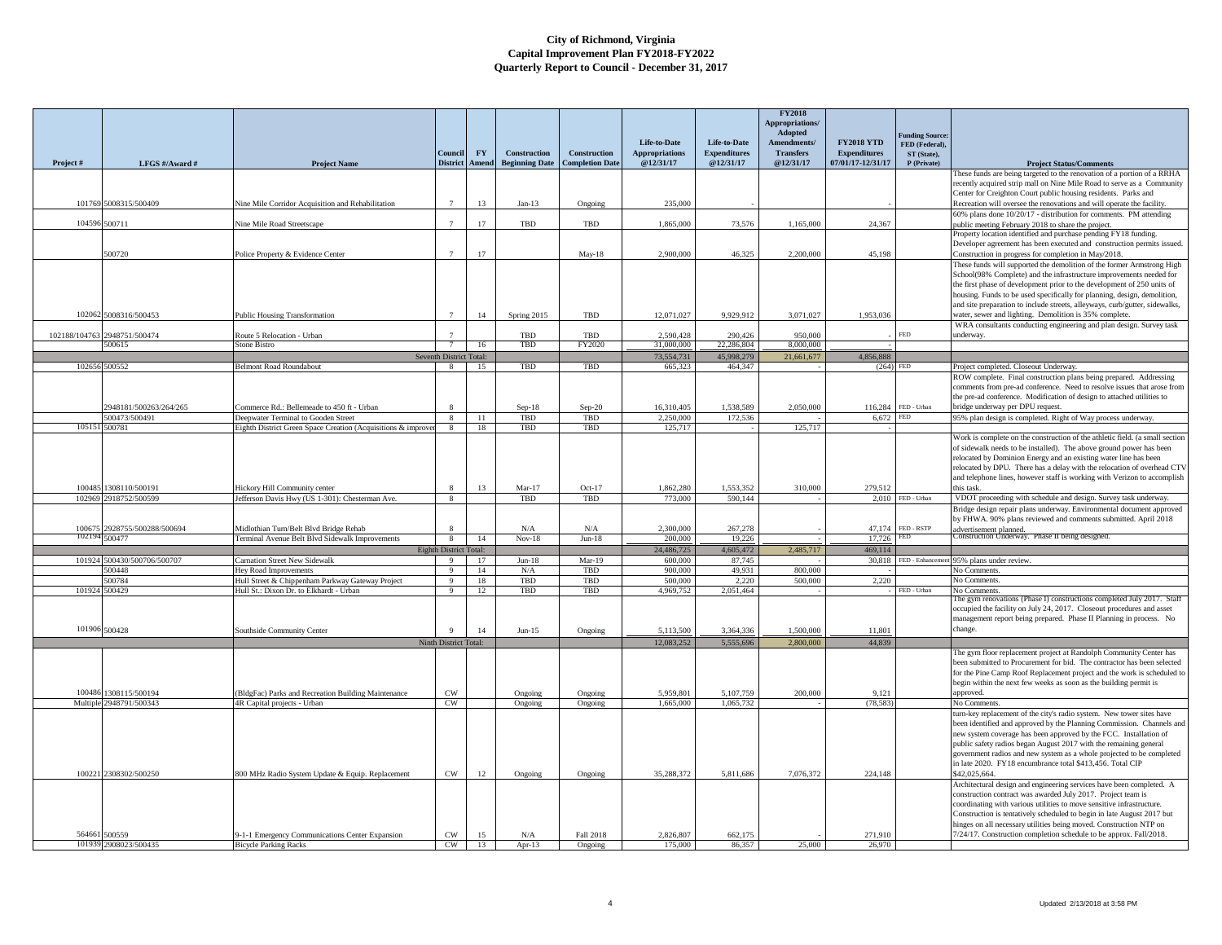# City of Richmond, Virginia
## Capital Improvement Plan FY2018-FY2022
### Quarterly Report to Council - December 31, 2017

| Project # | LFGS #/Award # | Project Name | Council District | FY Amend | Construction Beginning Date | Construction Completion Date | Life-to-Date Appropriations @12/31/17 | Life-to-Date Expenditures @12/31/17 | FY2018 Appropriations/ Adopted Amendments/ Transfers @12/31/17 | FY2018 YTD Expenditures 07/01/17-12/31/17 | Funding Source: FED (Federal), ST (State), P (Private) | Project Status/Comments |
|---|---|---|---|---|---|---|---|---|---|---|---|---|
| 101769 | 5008315/500409 | Nine Mile Corridor Acquisition and Rehabilitation | 7 | 13 | Jan-13 | Ongoing | 235,000 | - | | - | | These funds are being targeted to the renovation of a portion of a RRHA recently acquired strip mall on Nine Mile Road to serve as a Community Center for Creighton Court public housing residents. Parks and Recreation will oversee the renovations and will operate the facility. |
| 104596 | 500711 | Nine Mile Road Streetscape | 7 | 17 | TBD | TBD | 1,865,000 | 73,576 | 1,165,000 | 24,367 | | 60% plans done 10/20/17 - distribution for comments. PM attending public meeting February 2018 to share the project. |
| | 500720 | Police Property & Evidence Center | 7 | 17 | | May-18 | 2,900,000 | 46,325 | 2,200,000 | 45,198 | | Property location identified and purchase pending FY18 funding. Developer agreement has been executed and construction permits issued. Construction in progress for completion in May/2018. |
| 102062 | 5008316/500453 | Public Housing Transformation | 7 | 14 | Spring 2015 | TBD | 12,071,027 | 9,929,912 | 3,071,027 | 1,953,036 | | These funds will supported the demolition of the former Armstrong High School(98% Complete) and the infrastructure improvements needed for the first phase of development prior to the development of 250 units of housing. Funds to be used specifically for planning, design, demolition, and site preparation to include streets, alleyways, curb/gutter, sidewalks, water, sewer and lighting. Demolition is 35% complete. |
| 102188/104763 | 2948751/500474 | Route 5 Relocation - Urban | 7 | | TBD | TBD | 2,590,428 | 290,426 | 950,000 | - | FED | WRA consultants conducting engineering and plan design. Survey task underway. |
| | 500615 | Stone Bistro | 7 | 16 | TBD | FY2020 | 31,000,000 | 22,286,804 | 8,000,000 | - | | |
| | | Seventh District Total: | | | | | 73,554,731 | 45,998,279 | 21,661,677 | 4,856,888 | | |
| 102656 | 500552 | Belmont Road Roundabout | 8 | 15 | TBD | TBD | 665,323 | 464,347 | - | (264) | FED | Project completed. Closeout Underway. |
| | 2948181/500263/264/265 | Commerce Rd.: Bellemeade to 450 ft - Urban | 8 | | Sep-18 | Sep-20 | 16,310,405 | 1,538,589 | 2,050,000 | 116,284 | FED - Urban | ROW complete. Final construction plans being prepared. Addressing comments from pre-ad conference. Need to resolve issues that arose from the pre-ad conference. Modification of design to attached utilities to bridge underway per DPU request. |
| | 500473/500491 | Deepwater Terminal to Gooden Street | 8 | 11 | TBD | TBD | 2,250,000 | 172,536 | - | 6,672 | FED | 95% plan design is completed. Right of Way process underway. |
| 105151 | 500781 | Eighth District Green Space Creation (Acquisitions & improver | 8 | 18 | TBD | TBD | 125,717 | - | 125,717 | - | | |
| 100485 | 1308110/500191 | Hickory Hill Community center | 8 | 13 | Mar-17 | Oct-17 | 1,862,280 | 1,553,352 | 310,000 | 279,512 | | Work is complete on the construction of the athletic field. (a small section of sidewalk needs to be installed). The above ground power has been relocated by Dominion Energy and an existing water line has been relocated by DPU. There has a delay with the relocation of overhead CTV and telephone lines, however staff is working with Verizon to accomplish this task. |
| 102969 | 2918752/500599 | Jefferson Davis Hwy (US 1-301): Chesterman Ave. | 8 | | TBD | TBD | 773,000 | 590,144 | - | 2,010 | FED - Urban | VDOT proceeding with schedule and design. Survey task underway. |
| 100675 | 2928755/500288/500694 | Midlothian Turn/Belt Blvd Bridge Rehab | 8 | | N/A | N/A | 2,300,000 | 267,278 | - | 47,174 | FED - RSTP | Bridge design repair plans underway. Environmental document approved by FHWA. 90% plans reviewed and comments submitted. April 2018 advertisement planned. |
| 102194 | 500477 | Terminal Avenue Belt Blvd Sidewalk Improvements | 8 | 14 | Nov-18 | Jun-18 | 200,000 | 19,226 | - | 17,726 | FED | Construction Underway. Phase II being designed. |
| | | Eighth District Total: | | | | | 24,486,725 | 4,605,472 | 2,485,717 | 469,114 | | |
| 101924 | 500430/500706/500707 | Carnation Street New Sidewalk | 9 | 17 | Jun-18 | Mar-19 | 600,000 | 87,745 | - | 30,818 | FED - Enhancement | 95% plans under review. |
| | 500448 | Hey Road Improvements | 9 | 14 | N/A | TBD | 900,000 | 49,931 | 800,000 | - | | No Comments. |
| | 500784 | Hull Street & Chippenham Parkway Gateway Project | 9 | 18 | TBD | TBD | 500,000 | 2,220 | 500,000 | 2,220 | | No Comments. |
| 101924 | 500429 | Hull St.: Dixon Dr. to Elkhardt - Urban | 9 | 12 | TBD | TBD | 4,969,752 | 2,051,464 | - | - | FED - Urban | No Comments. |
| 101906 | 500428 | Southside Community Center | 9 | 14 | Jun-15 | Ongoing | 5,113,500 | 3,364,336 | 1,500,000 | 11,801 | | The gym renovations (Phase I) constructions completed July 2017. Staff occupied the facility on July 24, 2017. Closeout procedures and asset management report being prepared. Phase II Planning in process. No change. |
| | | Ninth District Total: | | | | | 12,083,252 | 5,555,696 | 2,800,000 | 44,839 | | |
| 100486 | 1308115/500194 | (BldgFac) Parks and Recreation Building Maintenance | CW | | Ongoing | Ongoing | 5,959,801 | 5,107,759 | 200,000 | 9,121 | | The gym floor replacement project at Randolph Community Center has been submitted to Procurement for bid. The contractor has been selected for the Pine Camp Roof Replacement project and the work is scheduled to begin within the next few weeks as soon as the building permit is approved. |
| Multiple | 2948791/500343 | 4R Capital projects - Urban | CW | | Ongoing | Ongoing | 1,665,000 | 1,065,732 | - | (78,583) | | No Comments. |
| 100221 | 2308302/500250 | 800 MHz Radio System Update & Equip. Replacement | CW | 12 | Ongoing | Ongoing | 35,288,372 | 5,811,686 | 7,076,372 | 224,148 | | turn-key replacement of the city's radio system. New tower sites have been identified and approved by the Planning Commission. Channels and new system coverage has been approved by the FCC. Installation of public safety radios began August 2017 with the remaining general government radios and new system as a whole projected to be completed in late 2020. FY18 encumbrance total $413,456. Total CIP $42,025,664. |
| 564661 | 500559 | 9-1-1 Emergency Communications Center Expansion | CW | 15 | N/A | Fall 2018 | 2,826,807 | 662,175 | - | 271,910 | | Architectural design and engineering services have been completed. A construction contract was awarded July 2017. Project team is coordinating with various utilities to move sensitive infrastructure. Construction is tentatively scheduled to begin in late August 2017 but hinges on all necessary utilities being moved. Construction NTP on 7/24/17. Construction completion schedule to be approx. Fall/2018. |
| 101939 | 2908023/500435 | Bicycle Parking Racks | CW | 13 | Apr-13 | Ongoing | 175,000 | 86,357 | 25,000 | 26,970 | | |

Updated 2/13/2018 at 3:58 PM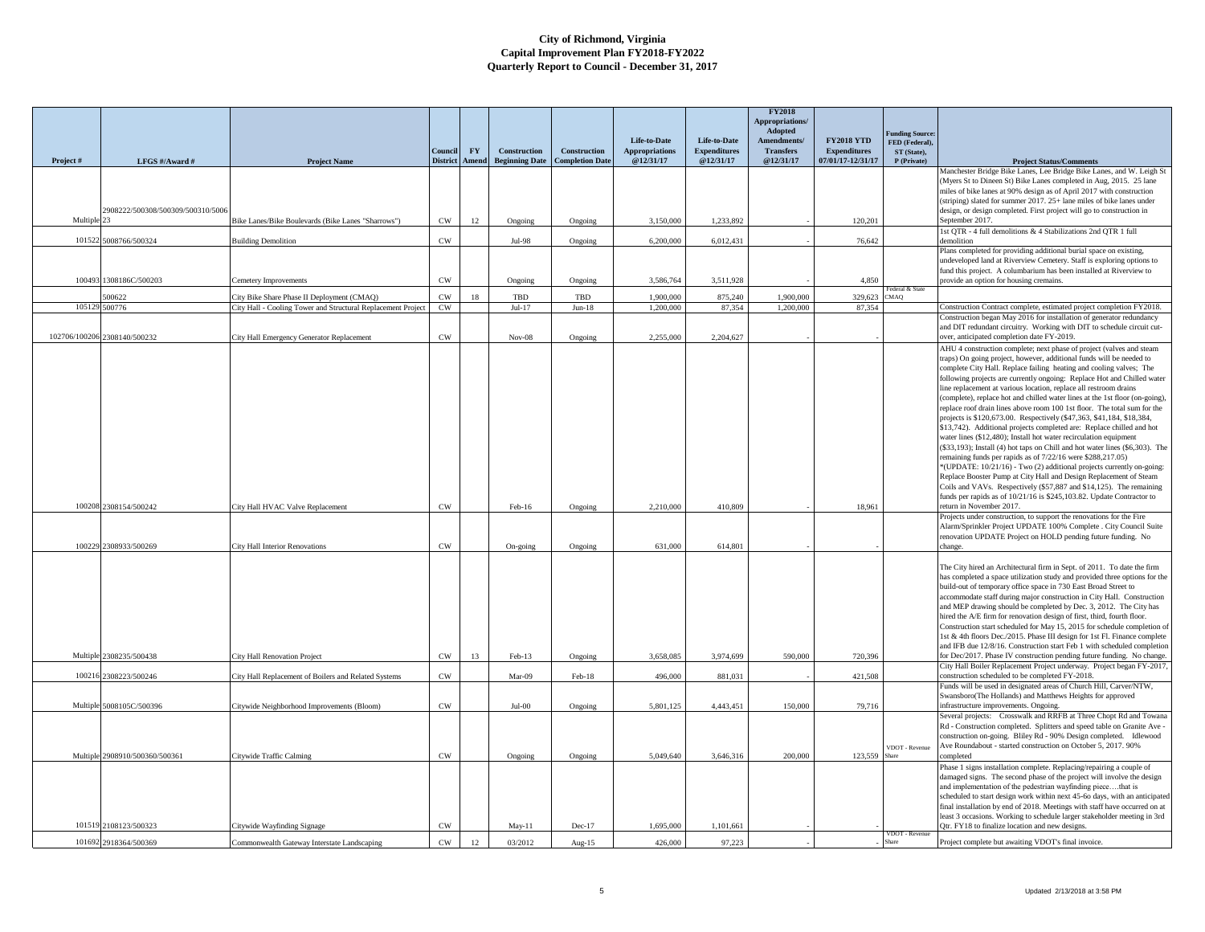# City of Richmond, Virginia
## Capital Improvement Plan FY2018-FY2022
### Quarterly Report to Council - December 31, 2017

| Project # | LFGS #/Award # | Project Name | Council District | FY Amend | Construction Beginning Date | Construction Completion Date | Life-to-Date Appropriations @12/31/17 | Life-to-Date Expenditures @12/31/17 | FY2018 Appropriations/ Adopted Amendments/ Transfers @12/31/17 | FY2018 YTD Expenditures 07/01/17-12/31/17 | Funding Source: FED (Federal), ST (State), P (Private) | Project Status/Comments |
|---|---|---|---|---|---|---|---|---|---|---|---|---|
| Multiple | 2908222/500308/500309/500310/500623 | Bike Lanes/Bike Boulevards (Bike Lanes "Sharrows") | CW | 12 | Ongoing | Ongoing | 3,150,000 | 1,233,892 | - | 120,201 | | Manchester Bridge Bike Lanes, Lee Bridge Bike Lanes, and W. Leigh St (Myers St to Dineen St) Bike Lanes completed in Aug, 2015. 25 lane miles of bike lanes at 90% design as of April 2017 with construction (striping) slated for summer 2017. 25+ lane miles of bike lanes under design, or design completed. First project will go to construction in September 2017. |
| 101522 | 5008766/500324 | Building Demolition | CW | | Jul-98 | Ongoing | 6,200,000 | 6,012,431 | - | 76,642 | | 1st QTR - 4 full demolitions & 4 Stabilizations 2nd QTR 1 full demolition |
| 100493 | 1308186C/500203 | Cemetery Improvements | CW | | Ongoing | Ongoing | 3,586,764 | 3,511,928 | - | 4,850 | | Plans completed for providing additional burial space on existing, undeveloped land at Riverview Cemetery. Staff is exploring options to fund this project. A columbarium has been installed at Riverview to provide an option for housing cremains. |
| | 500622 | City Bike Share Phase II Deployment (CMAQ) | CW | 18 | TBD | TBD | 1,900,000 | 875,240 | 1,900,000 | 329,623 | Federal & State CMAQ | |
| 105129 | 500776 | City Hall - Cooling Tower and Structural Replacement Project | CW | | Jul-17 | Jun-18 | 1,200,000 | 87,354 | 1,200,000 | 87,354 | | Construction Contract complete, estimated project completion FY2018. |
| 102706/100206 | 2308140/500232 | City Hall Emergency Generator Replacement | CW | | Nov-08 | Ongoing | 2,255,000 | 2,204,627 | - | - | | Construction began May 2016 for installation of generator redundancy and DIT redundant circuitry. Working with DIT to schedule circuit cut-over, anticipated completion date FY-2019. |
| 100208 | 2308154/500242 | City Hall HVAC Valve Replacement | CW | | Feb-16 | Ongoing | 2,210,000 | 410,809 | - | 18,961 | | AHU 4 construction complete; next phase of project (valves and steam traps) On going project, however, additional funds will be needed to complete City Hall. Replace failing heating and cooling valves; The following projects are currently ongoing: Replace Hot and Chilled water line replacement at various location, replace all restroom drains (complete), replace hot and chilled water lines at the 1st floor (on-going), replace roof drain lines above room 100 1st floor. The total sum for the projects is $120,673.00. Respectively ($47,363, $41,184, $18,384, $13,742). Additional projects completed are: Replace chilled and hot water lines ($12,480); Install hot water recirculation equipment ($33,193); Install (4) hot taps on Chill and hot water lines ($6,303). The remaining funds per rapids as of 7/22/16 were $288,217.05) *(UPDATE: 10/21/16) - Two (2) additional projects currently on-going: Replace Booster Pump at City Hall and Design Replacement of Steam Coils and VAVs. Respectively ($57,887 and $14,125). The remaining funds per rapids as of 10/21/16 is $245,103.82. Update Contractor to return in November 2017. |
| 100229 | 2308933/500269 | City Hall Interior Renovations | CW | | On-going | Ongoing | 631,000 | 614,801 | - | - | | Projects under construction, to support the renovations for the Fire Alarm/Sprinkler Project UPDATE 100% Complete . City Council Suite renovation UPDATE Project on HOLD pending future funding. No change. |
| Multiple | 2308235/500438 | City Hall Renovation Project | CW | 13 | Feb-13 | Ongoing | 3,658,085 | 3,974,699 | 590,000 | 720,396 | | The City hired an Architectural firm in Sept. of 2011. To date the firm has completed a space utilization study and provided three options for the build-out of temporary office space in 730 East Broad Street to accommodate staff during major construction in City Hall. Construction and MEP drawing should be completed by Dec. 3, 2012. The City has hired the A/E firm for renovation design of first, third, fourth floor. Construction start scheduled for May 15, 2015 for schedule completion of 1st & 4th floors Dec./2015. Phase III design for 1st Fl. Finance complete and IFB due 12/8/16. Construction start Feb 1 with scheduled completion for Dec/2017. Phase IV construction pending future funding. No change. |
| 100216 | 2308223/500246 | City Hall Replacement of Boilers and Related Systems | CW | | Mar-09 | Feb-18 | 496,000 | 881,031 | - | 421,508 | | City Hall Boiler Replacement Project underway. Project began FY-2017, construction scheduled to be completed FY-2018. |
| Multiple | 5008105C/500396 | Citywide Neighborhood Improvements (Bloom) | CW | | Jul-00 | Ongoing | 5,801,125 | 4,443,451 | 150,000 | 79,716 | | Funds will be used in designated areas of Church Hill, Carver/NTW, Swansboro(The Hollands) and Matthews Heights for approved infrastructure improvements. Ongoing. |
| Multiple | 2908910/500360/500361 | Citywide Traffic Calming | CW | | Ongoing | Ongoing | 5,049,640 | 3,646,316 | 200,000 | 123,559 | VDOT - Revenue Share | Several projects: Crosswalk and RRFB at Three Chopt Rd and Towana Rd - Construction completed. Splitters and speed table on Granite Ave - construction on-going. Bliley Rd - 90% Design completed. Idlewood Ave Roundabout - started construction on October 5, 2017. 90% completed |
| 101519 | 2108123/500323 | Citywide Wayfinding Signage | CW | | May-11 | Dec-17 | 1,695,000 | 1,101,661 | - | - | | Phase 1 signs installation complete. Replacing/repairing a couple of damaged signs. The second phase of the project will involve the design and implementation of the pedestrian wayfinding piece….that is scheduled to start design work within next 45-6o days, with an anticipated final installation by end of 2018. Meetings with staff have occurred on at least 3 occasions. Working to schedule larger stakeholder meeting in 3rd Qtr. FY18 to finalize location and new designs. |
| 101692 | 2918364/500369 | Commonwealth Gateway Interstate Landscaping | CW | 12 | 03/2012 | Aug-15 | 426,000 | 97,223 | - | - | VDOT - Revenue Share | Project complete but awaiting VDOT's final invoice. |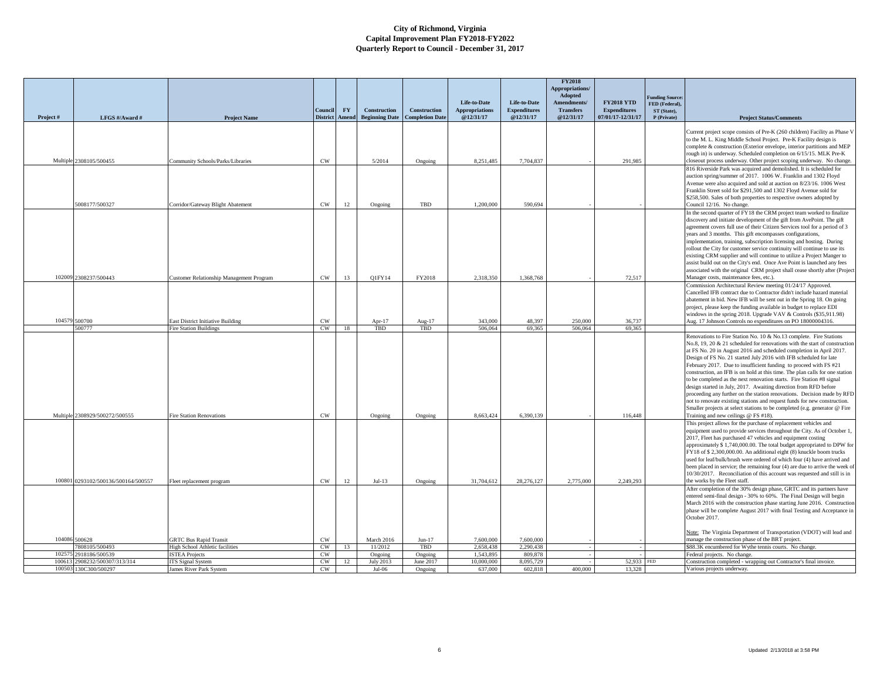# City of Richmond, Virginia
## Capital Improvement Plan FY2018-FY2022
### Quarterly Report to Council - December 31, 2017

| Project # | LFGS #/Award # | Project Name | Council District | FY Amend | Construction Beginning Date | Construction Completion Date | Life-to-Date Appropriations @12/31/17 | Life-to-Date Expenditures @12/31/17 | FY2018 Appropriations/ Adopted Amendments/ Transfers @12/31/17 | FY2018 YTD Expenditures 07/01/17-12/31/17 | Funding Source: FED (Federal), ST (State), P (Private) | Project Status/Comments |
|---|---|---|---|---|---|---|---|---|---|---|---|---|
| Multiple | 2308105/500455 | Community Schools/Parks/Libraries | CW | | 5/2014 | Ongoing | 8,251,485 | 7,704,837 | - | 291,985 | | Current project scope consists of Pre-K (260 children) Facility as Phase V to the M. L. King Middle School Project. Pre-K Facility design is complete & construction (Exterior envelope, interior partitions and MEP rough in) is underway. Scheduled completion on 6/15/15. MLK Pre-K closeout process underway. Other project scoping underway. No change. |
| | 5008177/500327 | Corridor/Gateway Blight Abatement | CW | 12 | Ongoing | TBD | 1,200,000 | 590,694 | - | - | | 816 Riverside Park was acquired and demolished. It is scheduled for auction spring/summer of 2017. 1006 W. Franklin and 1302 Floyd Avenue were also acquired and sold at auction on 8/23/16. 1006 West Franklin Street sold for $291,500 and 1302 Floyd Avenue sold for $258,500. Sales of both properties to respective owners adopted by Council 12/16. No change. |
| 102009 | 2308237/500443 | Customer Relationship Management Program | CW | 13 | Q1FY14 | FY2018 | 2,318,350 | 1,368,768 | - | 72,517 | | In the second quarter of FY18 the CRM project team worked to finalize discovery and initiate development of the gift from AvePoint. The gift agreement covers full use of their Citizen Services tool for a period of 3 years and 3 months. This gift encompasses configurations, implementation, training, subscription licensing and hosting. During rollout the City for customer service continuity will continue to use its existing CRM supplier and will continue to utilize a Project Manger to assist build out on the City's end. Once Ave Point is launched any fees associated with the original CRM project shall cease shortly after (Project Manager costs, maintenance fees, etc.). |
| 104579 | 500700 | East District Initiative Building | CW | | Apr-17 | Aug-17 | 343,000 | 48,397 | 250,000 | 36,737 | | Commission Architectural Review meeting 01/24/17 Approved. Cancelled IFB contract due to Contractor didn't include hazard material abatement in bid. New IFB will be sent out in the Spring 18. On going project, please keep the funding available in budget to replace EDI windows in the spring 2018. Upgrade VAV & Controls ($35,911.98) Aug. 17 Johnson Controls no expenditures on PO 18000004316. |
| | 500777 | Fire Station Buildings | CW | 18 | TBD | TBD | 506,064 | 69,365 | 506,064 | 69,365 | | |
| Multiple | 2308929/500272/500555 | Fire Station Renovations | CW | | Ongoing | Ongoing | 8,663,424 | 6,390,139 | - | 116,448 | | Renovations to Fire Station No. 10 & No.13 complete. Fire Stations No.8, 19, 20 & 21 scheduled for renovations with the start of construction at FS No. 20 in August 2016 and scheduled completion in April 2017. Design of FS No. 21 started July 2016 with IFB scheduled for late February 2017. Due to insufficient funding to proceed with FS #21 construction, an IFB is on hold at this time. The plan calls for one station to be completed as the next renovation starts. Fire Station #8 signal design started in July, 2017. Awaiting direction from RFD before proceeding any further on the station renovations. Decision made by RFD not to renovate existing stations and request funds for new construction. Smaller projects at select stations to be completed (e.g. generator @ Fire Training and new ceilings @ FS #18). |
| 100801 | 0293102/500136/500164/500557 | Fleet replacement program | CW | 12 | Jul-13 | Ongoing | 31,704,612 | 28,276,127 | 2,775,000 | 2,249,293 | | This project allows for the purchase of replacement vehicles and equipment used to provide services throughout the City. As of October 1, 2017, Fleet has purchased 47 vehicles and equipment costing approximately $ 1,740,000.00. The total budget appropriated to DPW for FY18 of $ 2,300,000.00. An additional eight (8) knuckle boom trucks used for leaf/bulk/brush were ordered of which four (4) have arrived and been placed in service; the remaining four (4) are due to arrive the week of 10/30/2017. Reconciliation of this account was requested and still is in the works by the Fleet staff. |
| 104086 | 500628 | GRTC Bus Rapid Transit | CW | | March 2016 | Jun-17 | 7,600,000 | 7,600,000 | - | - | | After completion of the 30% design phase, GRTC and its partners have entered semi-final design - 30% to 60%. The Final Design will begin March 2016 with the construction phase starting June 2016. Construction phase will be complete August 2017 with final Testing and Acceptance in October 2017. Note: The Virginia Department of Transportation (VDOT) will lead and manage the construction phase of the BRT project. |
| | 7808105/500493 | High School Athletic facilities | CW | 13 | 11/2012 | TBD | 2,658,438 | 2,290,438 | - | - | | $88.3K encumbered for Wythe tennis courts. No change. |
| 102575 | 2918186/500539 | ISTEA Projects | CW | | Ongoing | Ongoing | 1,543,895 | 809,878 | - | - | | Federal projects. No change. |
| 100613 | 2908232/500307/313/314 | ITS Signal System | CW | 12 | July 2013 | June 2017 | 10,000,000 | 8,095,729 | - | 52,933 | FED | Construction completed - wrapping out Contractor's final invoice. |
| 100503 | 130C300/500297 | James River Park System | CW | | Jul-06 | Ongoing | 637,000 | 602,818 | 400,000 | 13,328 | | Various projects underway. |

Updated 2/13/2018 at 3:58 PM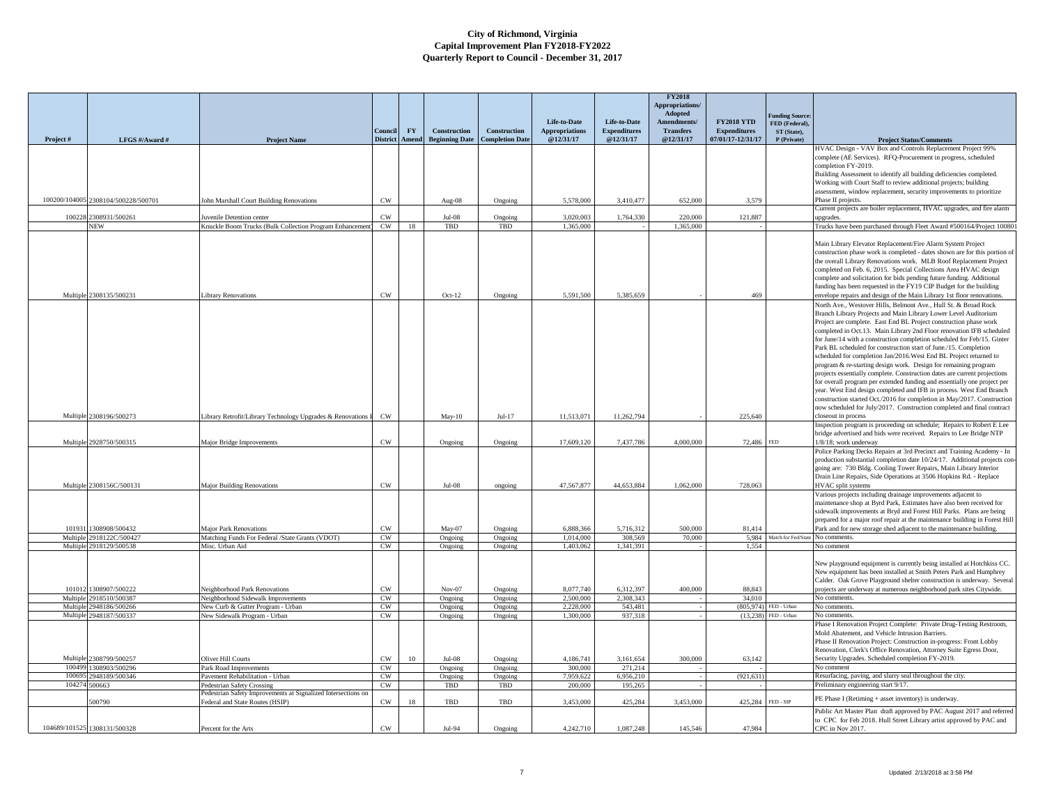# City of Richmond, Virginia
## Capital Improvement Plan FY2018-FY2022
### Quarterly Report to Council - December 31, 2017

| Project # | LFGS #/Award # | Project Name | Council District | FY Amend | Construction Beginning Date | Construction Completion Date | Life-to-Date Appropriations @12/31/17 | Life-to-Date Expenditures @12/31/17 | FY2018 Appropriations/ Adopted Amendments/ Transfers @12/31/17 | FY2018 YTD Expenditures 07/01/17-12/31/17 | Funding Source: FED (Federal), ST (State), P (Private) | Project Status/Comments |
|---|---|---|---|---|---|---|---|---|---|---|---|---|
| 100200/104005 | 2308104/500228/500701 | John Marshall Court Building Renovations | CW | | Aug-08 | Ongoing | 5,578,000 | 3,410,477 | 652,000 | 3,579 | | HVAC Design - VAV Box and Controls Replacement Project 99% complete (AE Services). RFQ-Procurement in progress, scheduled completion FY-2019. Building Assessment to identify all building deficiencies completed. Working with Court Staff to review additional projects; building assessment, window replacement, security improvements to prioritize Phase II projects. |
| 100228 | 2308931/500261 | Juvenile Detention center | CW | | Jul-08 | Ongoing | 3,020,003 | 1,764,330 | 220,000 | 121,887 | | Current projects are boiler replacement, HVAC upgrades, and fire alarm upgrades. |
| | NEW | Knuckle Boom Trucks (Bulk Collection Program Enhancement) | CW | 18 | TBD | TBD | 1,365,000 | - | 1,365,000 | - | | Trucks have been purchased through Fleet Award #500164/Project 100801 |
| Multiple | 2308135/500231 | Library Renovations | CW | | Oct-12 | Ongoing | 5,591,500 | 5,385,659 | - | 469 | | Main Library Elevator Replacement/Fire Alarm System Project construction phase work is completed - dates shown are for this portion of the overall Library Renovations work. MLB Roof Replacement Project completed on Feb. 6, 2015. Special Collections Area HVAC design complete and solicitation for bids pending future funding. Additional funding has been requested in the FY19 CIP Budget for the building envelope repairs and design of the Main Library 1st floor renovations. |
| Multiple | 2308196/500273 | Library Retrofit/Library Technology Upgrades & Renovations P | CW | | May-10 | Jul-17 | 11,513,071 | 11,262,794 | - | 225,640 | | North Ave., Westover Hills, Belmont Ave., Hull St. & Broad Rock Branch Library Projects and Main Library Lower Level Auditorium Project are complete. East End BL Project construction phase work completed in Oct.13. Main Library 2nd Floor renovation IFB scheduled for June/14 with a construction completion scheduled for Feb/15. Ginter Park BL scheduled for construction start of June./15. Completion scheduled for completion Jan/2016.West End BL Project returned to program & re-starting design work. Design for remaining program projects essentially complete. Construction dates are current projections for overall program per extended funding and essentially one project per year. West End design completed and IFB in process. West End Branch construction started Oct./2016 for completion in May/2017. Construction now scheduled for July/2017. Construction completed and final contract closeout in process |
| Multiple | 2928750/500315 | Major Bridge Improvements | CW | | Ongoing | Ongoing | 17,609,120 | 7,437,786 | 4,000,000 | 72,486 | FED | Inspection program is proceeding on schedule; Repairs to Robert E Lee bridge advertised and bids were received. Repairs to Lee Bridge NTP 1/8/18; work underway |
| Multiple | 2308156C/500131 | Major Building Renovations | CW | | Jul-08 | ongoing | 47,567,877 | 44,653,884 | 1,062,000 | 728,063 | | Police Parking Decks Repairs at 3rd Precinct and Training Academy - In production substantial completion date 10/24/17. Additional projects con-going are: 730 Bldg. Cooling Tower Repairs, Main Library Interior Drain Line Repairs, Side Operations at 3506 Hopkins Rd. - Replace HVAC split systems |
| 101931 | 1308908/500432 | Major Park Renovations | CW | | May-07 | Ongoing | 6,888,366 | 5,716,312 | 500,000 | 81,414 | | Various projects including drainage improvements adjacent to maintenance shop at Byrd Park, Estimates have also been received for sidewalk improvements at Bryd and Forest Hill Parks. Plans are being prepared for a major roof repair at the maintenance building in Forest Hill Park and for new storage shed adjacent to the maintenance building. |
| Multiple | 2918122C/500427 | Matching Funds For Federal /State Grants (VDOT) | CW | | Ongoing | Ongoing | 1,014,000 | 308,569 | 70,000 | 5,984 | Match for Fed/State | No comments. |
| Multiple | 2918129/500538 | Misc. Urban Aid | CW | | Ongoing | Ongoing | 1,403,062 | 1,341,391 | - | 1,554 | | No comment |
| 101012 | 1308907/500222 | Neighborhood Park Renovations | CW | | Nov-07 | Ongoing | 8,077,740 | 6,312,397 | 400,000 | 88,843 | | New playground equipment is currently being installed at Hotchkiss CC. New equipment has been installed at Smith Peters Park and Humphrey Calder. Oak Grove Playground shelter construction is underway. Several projects are underway at numerous neighborhood park sites Citywide. |
| Multiple | 2918510/500387 | Neighborhood Sidewalk Improvements | CW | | Ongoing | Ongoing | 2,500,000 | 2,308,343 | - | 34,010 | | No comments. |
| Multiple | 2948186/500266 | New Curb & Gutter Program - Urban | CW | | Ongoing | Ongoing | 2,228,000 | 543,481 | - | (805,974) | FED - Urban | No comments. |
| Multiple | 2948187/500337 | New Sidewalk Program - Urban | CW | | Ongoing | Ongoing | 1,300,000 | 937,318 | - | (13,238) | FED - Urban | No comments. |
| Multiple | 2308799/500257 | Oliver Hill Courts | CW | 10 | Jul-08 | Ongoing | 4,186,741 | 3,161,654 | 300,000 | 63,142 | | Phase I Renovation Project Complete: Private Drug-Testing Restroom, Mold Abatement, and Vehicle Intrusion Barriers. Phase II Renovation Project: Construction in-progress: Front Lobby Renovation, Clerk's Office Renovation, Attorney Suite Egress Door, Security Upgrades. Scheduled completion FY-2019. |
| 100499 | 1308903/500296 | Park Road Improvements | CW | | Ongoing | Ongoing | 300,000 | 271,214 | - | - | | No comment |
| 100695 | 2948189/500346 | Pavement Rehabilitation - Urban | CW | | Ongoing | Ongoing | 7,959,622 | 6,956,210 | - | (921,631) | | Resurfacing, paving, and slurry seal throughout the city. |
| 104274 | 500663 | Pedestrian Safety Crossing | CW | | TBD | TBD | 200,000 | 195,265 | - | - | | Preliminary engineering start 9/17. |
| | 500790 | Pedestrian Safety Improvements at Signalized Intersections on Federal and State Routes (HSIP) | CW | 18 | TBD | TBD | 3,453,000 | 425,284 | 3,453,000 | 425,284 | FED - SIP | PE Phase I (Retiming + asset inventory) is underway. |
| 104689/101525 | 1308131/500328 | Percent for the Arts | CW | | Jul-94 | Ongoing | 4,242,710 | 1,087,248 | 145,546 | 47,984 | | Public Art Master Plan draft approved by PAC August 2017 and referred to CPC for Feb 2018. Hull Street Library artist approved by PAC and CPC in Nov 2017. |

Updated 2/13/2018 at 3:58 PM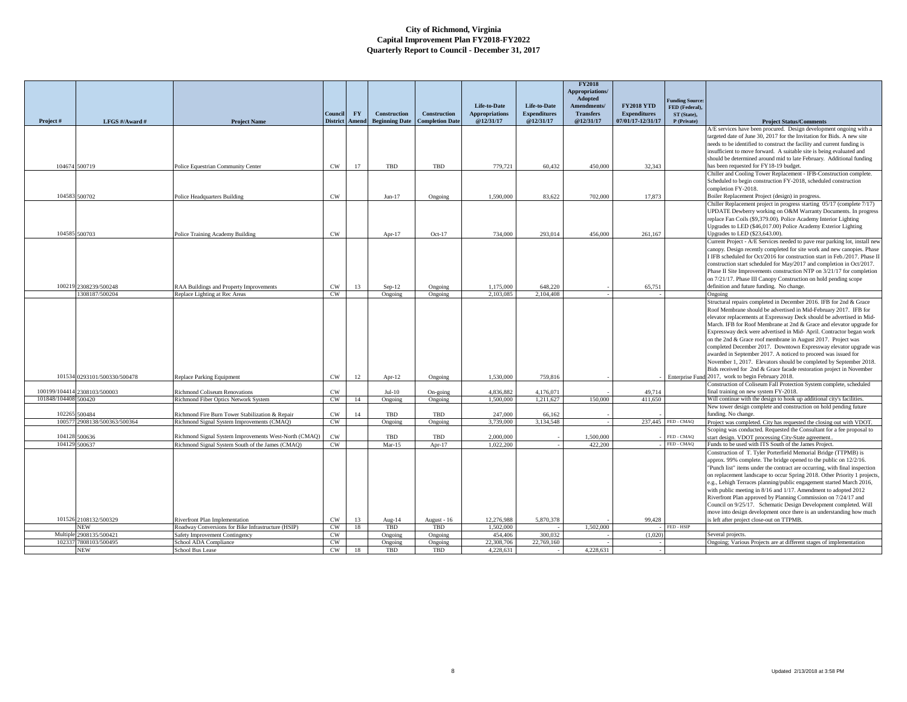# City of Richmond, Virginia
## Capital Improvement Plan FY2018-FY2022
### Quarterly Report to Council - December 31, 2017

| Project # | LFGS #/Award # | Project Name | Council District | FY Amend | Construction Beginning Date | Construction Completion Date | Life-to-Date Appropriations @12/31/17 | Life-to-Date Expenditures @12/31/17 | FY2018 Appropriations/ Adopted Amendments/ Transfers @12/31/17 | FY2018 YTD Expenditures 07/01/17-12/31/17 | Funding Source: FED (Federal), ST (State), P (Private) | Project Status/Comments |
|---|---|---|---|---|---|---|---|---|---|---|---|---|
| 104674 | 500719 | Police Equestrian Community Center | CW | 17 | TBD | TBD | 779,721 | 60,432 | 450,000 | 32,343 | | A/E services have been procured. Design development ongoing with a targeted date of June 30, 2017 for the Invitation for Bids. A new site needs to be identified to construct the facility and current funding is insufficient to move forward. A suitable site is being evaluated and should be determined around mid to late February. Additional funding has been requested for FY18-19 budget. |
| 104583 | 500702 | Police Headquarters Building | CW | | Jun-17 | Ongoing | 1,590,000 | 83,622 | 702,000 | 17,873 | | Chiller and Cooling Tower Replacement - IFB-Construction complete. Scheduled to begin construction FY-2018, scheduled construction completion FY-2018. Boiler Replacement Project (design) in progress. |
| 104585 | 500703 | Police Training Academy Building | CW | | Apr-17 | Oct-17 | 734,000 | 293,014 | 456,000 | 261,167 | | Chiller Replacement project in progress starting 05/17 (complete 7/17) UPDATE Dewberry working on O&M Warranty Documents. In progress replace Fan Coils ($9,379.00). Police Academy Interior Lighting Upgrades to LED ($46,017.00) Police Academy Exterior Lighting Upgrades to LED ($23,643.00). |
| 100219 | 2308239/500248 | RAA Buildings and Property Improvements | CW | 13 | Sep-12 | Ongoing | 1,175,000 | 648,220 | - | 65,751 | | Current Project - A/E Services needed to pave rear parking lot, install new canopy. Design recently completed for site work and new canopies. Phase I IFB scheduled for Oct/2016 for construction start in Feb./2017. Phase II construction start scheduled for May/2017 and completion in Oct/2017. Phase II Site Improvements construction NTP on 3/21/17 for completion on 7/21/17. Phase III Canopy Construction on hold pending scope definition and future funding. No change. |
| | 1308187/500204 | Replace Lighting at Rec Areas | CW | | Ongoing | Ongoing | 2,103,085 | 2,104,408 | - | - | | Ongoing |
| 101534 | 0293101/500330/500478 | Replace Parking Equipment | CW | 12 | Apr-12 | Ongoing | 1,530,000 | 759,816 | - | - | Enterprise Fund | Structural repairs completed in December 2016. IFB for 2nd & Grace Roof Membrane should be advertised in Mid-February 2017. IFB for elevator replacements at Expressway Deck should be advertised in Mid-March. IFB for Roof Membrane at 2nd & Grace and elevator upgrade for Expressway deck were advertised in Mid- April. Contractor began work on the 2nd & Grace roof membrane in August 2017. Project was completed December 2017. Downtown Expressway elevator upgrade was awarded in September 2017. A noticed to proceed was issued for November 1, 2017. Elevators should be completed by September 2018. Bids received for 2nd & Grace facade restoration project in November 2017, work to begin February 2018. |
| 100199/104414 | 2308103/500003 | Richmond Coliseum Renovations | CW | | Jul-10 | On-going | 4,836,882 | 4,176,071 | - | 49,714 | | Construction of Coliseum Fall Protection System complete, scheduled final training on new system FY-2018. |
| 101848/104408 | 500420 | Richmond Fiber Optics Network System | CW | 14 | Ongoing | Ongoing | 1,500,000 | 1,211,627 | 150,000 | 411,650 | | Will continue with the design to hook up additional city's facilities. |
| 102265 | 500484 | Richmond Fire Burn Tower Stabilization & Repair | CW | 14 | TBD | TBD | 247,000 | 66,162 | - | - | | New tower design complete and construction on hold pending future funding. No change. |
| 100577 | 2908138/500363/500364 | Richmond Signal System Improvements (CMAQ) | CW | | Ongoing | Ongoing | 3,739,000 | 3,134,548 | - | 237,445 | FED - CMAQ | Project was completed. City has requested the closing out with VDOT. |
| 104128 | 500636 | Richmond Signal System Improvements West-North (CMAQ) | CW | | TBD | TBD | 2,000,000 | - | 1,500,000 | - | FED - CMAQ | Scoping was conducted. Requested the Consultant for a fee proposal to start design. VDOT processing City-State agreement.. |
| 104129 | 500637 | Richmond Signal System South of the James (CMAQ) | CW | | Mar-15 | Apr-17 | 1,022,200 | - | 422,200 | - | FED - CMAQ | Funds to be used with ITS South of the James Project. |
| 101526 | 2108132/500329 | Riverfront Plan Implementation | CW | 13 | Aug-14 | August - 16 | 12,276,988 | 5,870,378 | - | 99,428 | | Construction of T. Tyler Porterfield Memorial Bridge (TTPMB) is approx. 99% complete. The bridge opened to the public on 12/2/16. "Punch list" items under the contract are occurring, with final inspection on replacement landscape to occur Spring 2018. Other Priority 1 projects, e.g., Lehigh Terraces planning/public engagement started March 2016, with public meeting in 8/16 and 1/17. Amendment to adopted 2012 Riverfront Plan approved by Planning Commission on 7/24/17 and Council on 9/25/17. Schematic Design Development completed. Will move into design development once there is an understanding how much is left after project close-out on TTPMB. |
| | NEW | Roadway Conversions for Bike Infrastructure (HSIP) | CW | 18 | TBD | TBD | 1,502,000 | - | 1,502,000 | - | FED - HSIP | |
| Multiple | 2908135/500421 | Safety Improvement Contingency | CW | | Ongoing | Ongoing | 454,406 | 300,032 | - | (1,020) | | Several projects. |
| 102337 | 7808103/500495 | School ADA Compliance | CW | | Ongoing | Ongoing | 22,308,706 | 22,769,160 | - | - | | Ongoing; Various Projects are at different stages of implementation |
| | NEW | School Bus Lease | CW | 18 | TBD | TBD | 4,228,631 | - | 4,228,631 | - | | |

Updated 2/13/2018 at 3:58 PM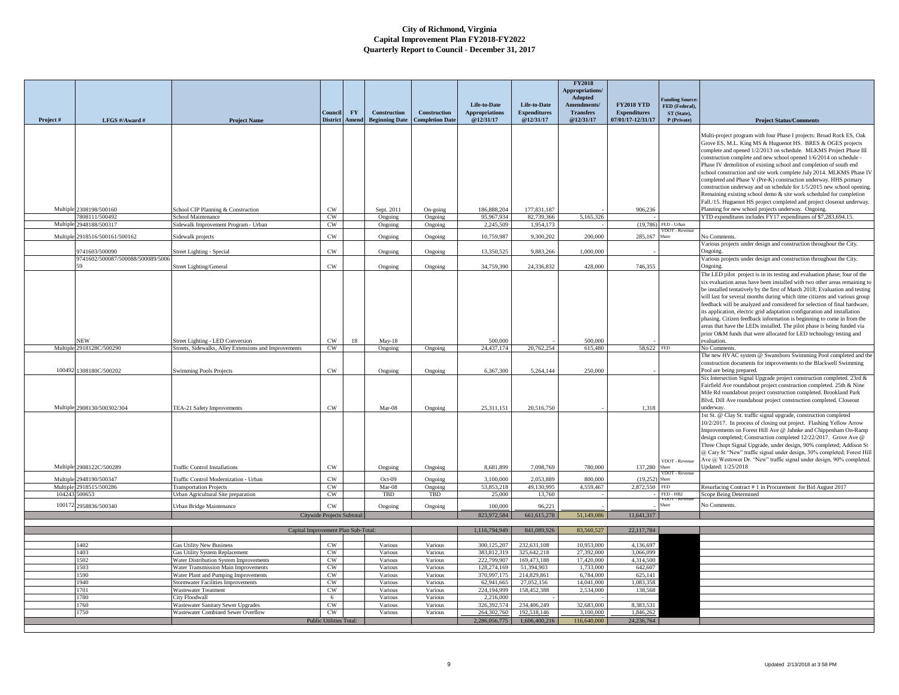# City of Richmond, Virginia
## Capital Improvement Plan FY2018-FY2022
### Quarterly Report to Council - December 31, 2017

| Project # | LFGS #/Award # | Project Name | Council District | FY Amend | Construction Beginning Date | Construction Completion Date | Life-to-Date Appropriations @12/31/17 | Life-to-Date Expenditures @12/31/17 | FY2018 Appropriations/ Adopted Amendments/ Transfers @12/31/17 | FY2018 YTD Expenditures 07/01/17-12/31/17 | Funding Source: FED (Federal), ST (State), P (Private) | Project Status/Comments |
|---|---|---|---|---|---|---|---|---|---|---|---|---|
| Multiple | 2308198/500160 | School CIP Planning & Construction | CW | | Sept. 2011 | On-going | 186,888,204 | 177,831,187 | - | 906,236 | | Multi-project program with four Phase I projects: Broad Rock ES, Oak Grove ES, M.L. King MS & Huguenot HS. BRES & OGES projects complete and opened 1/2/2013 on schedule. MLKMS Project Phase III construction complete and new school opened 1/6/2014 on schedule - Phase IV demolition of existing school and completion of south end school construction and site work complete July 2014. MLKMS Phase IV completed and Phase V (Pre-K) construction underway. HHS primary construction underway and on schedule for 1/5/2015 new school opening. Remaining existing school demo & site work scheduled for completion Fall./15. Huguenot HS project completed and project closeout underway. Planning for new school projects underway. Ongoing. |
| | 7808111/500492 | School Maintenance | CW | | Ongoing | Ongoing | 95,967,934 | 82,739,366 | 5,165,326 | - | | YTD expenditures includes FY17 expenditures of $7,283,694.15. |
| Multiple | 2948188/500317 | Sidewalk Improvement Program - Urban | CW | | Ongoing | Ongoing | 2,245,509 | 1,954,173 | - | (19,786) | FED - Urban | |
| Multiple | 2918516/500161/500162 | Sidewalk projects | CW | | Ongoing | Ongoing | 10,759,987 | 9,300,202 | 200,000 | 285,167 | VDOT - Revenue Share | No Comments. |
| | 9741603/500090 | Street Lighting - Special | CW | | Ongoing | Ongoing | 13,350,525 | 9,883,266 | 1,000,000 | - | | Various projects under design and construction throughout the City. Ongoing. |
| | 9741602/500087/500088/500089/500659 | Street Lighting/General | CW | | Ongoing | Ongoing | 34,759,390 | 24,336,832 | 428,000 | 746,355 | | Various projects under design and construction throughout the City. Ongoing. |
| | NEW | Street Lighting - LED Conversion | CW | 18 | May-18 | | 500,000 | - | 500,000 | - | | The LED pilot project is in its testing and evaluation phase; four of the six evaluation areas have been installed with two other areas remaining to be installed tentatively by the first of March 2018; Evaluation and testing will last for several months during which time citizens and various group feedback will be analyzed and considered for selection of final hardware, its application, electric grid adaptation configuration and installation phasing. Citizen feedback information is beginning to come in from the areas that have the LEDs installed. The pilot phase is being funded via prior O&M funds that were allocated for LED technology testing and evaluation. |
| Multiple | 2918128C/500290 | Streets, Sidewalks, Alley Extensions and Improvements | CW | | Ongoing | Ongoing | 24,437,174 | 20,762,254 | 615,480 | 58,622 | FED | No Comments. |
| 100492 | 1308180C/500202 | Swimming Pools Projects | CW | | Ongoing | Ongoing | 6,367,300 | 5,264,144 | 250,000 | - | | The new HVAC system @ Swansboro Swimming Pool completed and the construction documents for improvements to the Blackwell Swimming Pool are being prepared. |
| Multiple | 2908130/500302/304 | TEA-21 Safety Improvements | CW | | Mar-08 | Ongoing | 25,311,151 | 20,516,750 | - | 1,318 | | Six Intersection Signal Upgrade project construction completed. 23rd & Fairfield Ave roundabout project construction completed. 25th & Nine Mile Rd roundabout project construction completed. Brookland Park Blvd, Dill Ave roundabout project construction completed. Closeout underway. |
| Multiple | 2908122C/500289 | Traffic Control Installations | CW | | Ongoing | Ongoing | 8,681,899 | 7,098,769 | 780,000 | 137,280 | VDOT - Revenue Share | 1st St. @ Clay St. traffic signal upgrade, construction completed 10/2/2017. In process of closing out project. Flashing Yellow Arrow Improvements on Forest Hill Ave @ Jahnke and Chippenham On-Ramp design completed; Construction completed 12/22/2017. Grove Ave @ Three Chopt Signal Upgrade, under design, 90% completed; Addison St @ Cary St "New" traffic signal under design, 30% completed; Forest Hill Ave @ Westover Dr. "New" traffic signal under design, 90% completed. Updated: 1/25/2018 |
| Multiple | 2948190/500347 | Traffic Control Modernization - Urban | CW | | Oct-09 | Ongoing | 3,100,000 | 2,053,889 | 800,000 | (19,252) | VDOT - Revenue Share | |
| Multiple | 2918515/500286 | Transportation Projects | CW | | Mar-08 | Ongoing | 53,853,218 | 49,130,995 | 4,559,467 | 2,872,550 | FED | Resurfacing Contract # 1 in Procurement for Bid August 2017 |
| 104243 | 500653 | Urban Agricultural Site preparation | CW | | TBD | TBD | 25,000 | 13,760 | - | - | FED - HB2 | Scope Being Determined |
| 100172 | 2958836/500340 | Urban Bridge Maintenance | CW | | Ongoing | Ongoing | 100,000 | 96,221 | - | - | VDOT - Revenue Share | No Comments. |
| | | Citywide Projects Subtotal: | | | | | 823,972,584 | 661,615,278 | 51,149,086 | 11,641,317 | | |
| | | Capital Improvement Plan Sub-Total: | | | | | 1,116,794,949 | 841,089,926 | 83,560,527 | 22,117,784 | | |
| | 1402 | Gas Utility New Business | CW | | Various | Various | 300,125,207 | 232,631,108 | 10,953,000 | 4,136,697 | | |
| | 1403 | Gas Utility System Replacement | CW | | Various | Various | 383,812,319 | 325,642,218 | 27,392,000 | 3,066,099 | | |
| | 1502 | Water Distribution System Improvements | CW | | Various | Various | 222,799,907 | 169,473,188 | 17,420,000 | 4,314,500 | | |
| | 1503 | Water Transmission Main Improvements | CW | | Various | Various | 128,274,169 | 51,394,903 | 1,733,000 | 642,607 | | |
| | 1590 | Water Plant and Pumping Improvements | CW | | Various | Various | 370,997,175 | 214,829,861 | 6,784,000 | 625,141 | | |
| | 1940 | Stormwater Facilities Improvements | CW | | Various | Various | 62,941,665 | 27,052,156 | 14,041,000 | 1,083,358 | | |
| | 1701 | Wastewater Treatment | CW | | Various | Various | 224,194,999 | 158,452,388 | 2,534,000 | 138,568 | | |
| | 1780 | City Floodwall | 6 | | Various | Various | 2,216,000 | - | - | - | | |
| | 1760 | Wastewater Sanitary Sewer Upgrades | CW | | Various | Various | 326,392,574 | 234,406,249 | 32,683,000 | 8,383,531 | | |
| | 1750 | Wastewater Combined Sewer Overflow | CW | | Various | Various | 264,302,760 | 192,518,146 | 3,100,000 | 1,846,262 | | |
| | | Public Utilities Total: | | | | | 2,286,056,775 | 1,606,400,216 | 116,640,000 | 24,236,764 | | |

Updated 2/13/2018 at 3:58 PM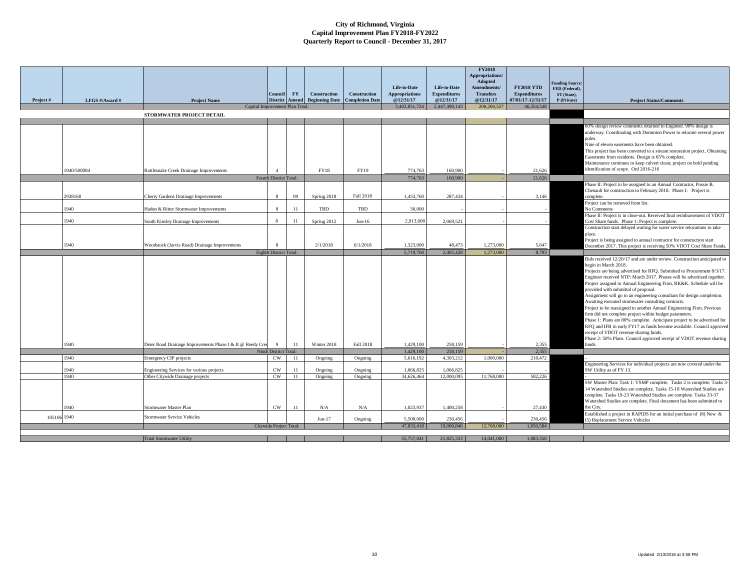# City of Richmond, Virginia
## Capital Improvement Plan FY2018-FY2022
### Quarterly Report to Council - December 31, 2017

| Project # | LFGS #/Award # | Project Name | Council District | FY Amend | Construction Beginning Date | Construction Completion Date | Life-to-Date Appropriations @12/31/17 | Life-to-Date Expenditures @12/31/17 | FY2018 Appropriations/ Adopted Amendments/ Transfers @12/31/17 | FY2018 YTD Expenditures 07/01/17-12/31/17 | Funding Source: FED (Federal), ST (State), P (Private) | Project Status/Comments |
|---|---|---|---|---|---|---|---|---|---|---|---|---|
| | | Capital Improvement Plan Total: | | | | | 3,402,851,724 | 2,447,490,143 | 200,200,527 | 46,354,548 | | |
| | | **STORMWATER PROJECT DETAIL** | | | | | | | | | | |
| | 1940/500084 | Rattlesnake Creek Drainage Improvements | 4 | | FY18 | FY19 | 774,763 | 160,900 | - | 21,626 | | 60% design review comments returned to Engineer. 90% design is underway. Coordinating with Dominion Power to relocate several power poles. Nine of eleven easements have been obtained. This project has been converted to a stream restoration project. Obtaining Easements from residents. Design is 65% complete. Maintenance continues to keep culvert clean; project on hold pending identification of scope. Ord 2016-216 |
| | | Fourth District Total: | | | | | 774,763 | 160,900 | - | 21,626 | | |
| | 2938160 | Cherry Gardens Drainage Improvements | 8 | 09 | Spring 2018 | Fall 2018 | 1,453,760 | 287,434 | - | 3,146 | | Phase II: Project to be assigned to an Annual Contractor, Possie B. Chenault for construction in February 2018. Phase I: Project is complete. |
| | 1940 | Haden & Ritter Stormwater Improvements | 8 | 11 | TBD | TBD | 30,000 | - | - | - | | Project can be removed from list. No Comments |
| | 1940 | South Kinsley Drainage Improvements | 8 | 11 | Spring 2012 | Jun-16 | 2,913,000 | 2,069,521 | - | - | | Phase II: Project is in close-out. Received final reimbursement of VDOT Cost Share funds. Phase 1: Project is complete. |
| | 1940 | Woodstock (Jarvis Road) Drainage Improvements | 8 | | 2/1/2018 | 6/1/2018 | 1,323,000 | 48,473 | 1,273,000 | 5,647 | | Construction start delayed waiting for water service relocations to take place. Project is being assigned to annual contractor for construction start December 2017. This project is receiving 50% VDOT Cost Share Funds. |
| | | Eighth District Total: | | | | | 5,719,760 | 2,405,428 | 1,273,000 | 8,793 | | |
| | 1940 | Deter Road Drainage Improvements Phase I & II @ Reedy Cree | 9 | 11 | Winter 2018 | Fall 2018 | 1,429,100 | 258,159 | - | 2,355 | | Bids received 12/20/17 and are under review. Construction anticipated to begin in March 2018. Projects are being advertised for RFQ. Submitted to Procurement 8/3/17. Engineer received NTP: March 2017. Phases will be advertised together. Project assigned to Annual Engineering Firm, RK&K. Schedule will be provided with submittal of proposal. Assignment will go to an engineering consultant for design completion. Awaiting executed stormwater consulting contracts. Project to be reassigned to another Annual Engineering Firm. Previous firm did not complete project within budget parameters. Phase 1: Plans are 80% complete. Anticipate project to be advertised for RFQ and IFB in early FY17 as funds become available. Council approved receipt of VDOT revenue sharing funds. Phase 2: 50% Plans. Council approved receipt of VDOT revenue sharing funds. |
| | | Ninth District Total: | | | | | 1,429,100 | 258,159 | - | 2,355 | | |
| | 1940 | Emergency CIP projects | CW | 11 | Ongoing | Ongoing | 5,616,192 | 4,303,212 | 1,000,000 | 210,472 | | - |
| | 1940 | Engineering Services for various projects | CW | 11 | Ongoing | Ongoing | 1,066,825 | 1,066,825 | - | - | | Engineering Services for individual projects are now covered under the SW Utility as of FY 13. |
| | 1940 | Other Citywide Drainage projects | CW | 11 | Ongoing | Ongoing | 34,626,464 | 12,000,095 | 11,768,000 | 582,226 | | - |
| | 1940 | Stormwater Master Plan | CW | 11 | N/A | N/A | 1,023,937 | 1,400,258 | - | 27,430 | | SW Master Plan: Task 1: VSMP complete. Tasks 2 is complete. Tasks 3-14 Watershed Studies are complete. Tasks 15-18 Watershed Studies are complete. Tasks 19-23 Watershed Studies are complete. Tasks 33-37 Watershed Studies are complete. Final document has been submitted to the City. |
| 105106 | 1940 | Stormwater Service Vehicles | | | Jun-17 | Ongoing | 5,500,000 | 230,456 | - | 230,456 | | Established a project in RAPIDS for an initial purchase of (8) New & (5) Replacement Service Vehicles |
| | | Citywide Project Total: | | | | | 47,833,418 | 19,000,846 | 12,768,000 | 1,050,584 | | |
| | | Total Stormwater Utility | | | | | 55,757,041 | 21,825,333 | 14,041,000 | 1,083,358 | | |

Updated 2/13/2018 at 3:58 PM